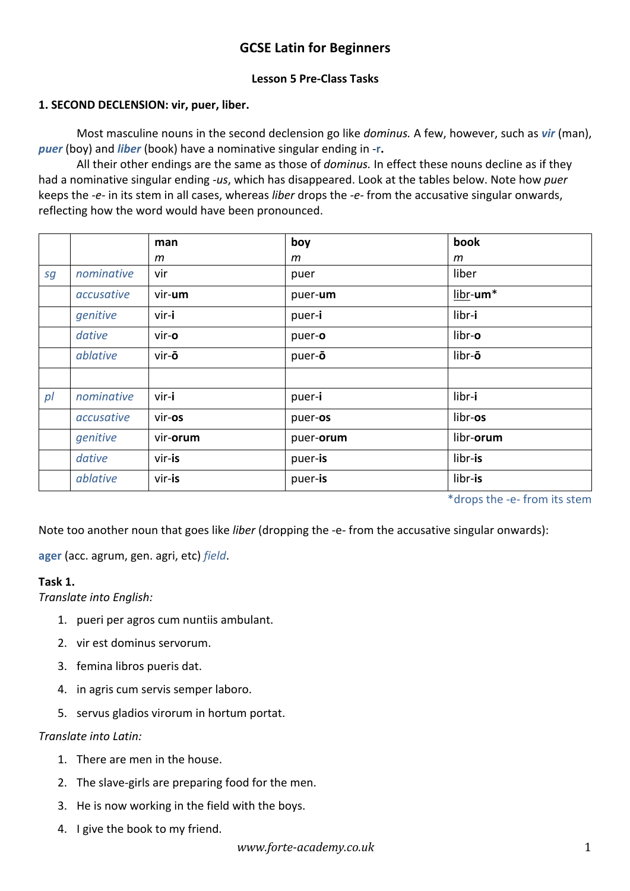# GCSE Latin for Beginners

## Lesson 5 Pre-Class Tasks

### 1. SECOND DECLENSION: vir, puer, liber.

Most masculine nouns in the second declension go like *dominus.* A few, however, such as ***vir*** (man), ***puer*** (boy) and ***liber*** (book) have a nominative singular ending in -**r.**

All their other endings are the same as those of *dominus.* In effect these nouns decline as if they had a nominative singular ending *-us*, which has disappeared. Look at the tables below. Note how *puer* keeps the *-e-* in its stem in all cases, whereas *liber* drops the *-e-* from the accusative singular onwards, reflecting how the word would have been pronounced.

| | | **man** *m* | **boy** *m* | **book** *m* |
|---|---|---|---|---|
| *sg* | *nominative* | vir | puer | liber |
| | *accusative* | vir-**um** | puer-**um** | libr-**um***|
| | *genitive* | vir-**i** | puer-**i** | libr-**i** |
| | *dative* | vir-**o** | puer-**o** | libr-**o** |
| | *ablative* | vir-**ō** | puer-**ō** | libr-**ō** |
| | | | | |
| *pl* | *nominative* | vir-**i** | puer-**i** | libr-**i** |
| | *accusative* | vir-**os** | puer-**os** | libr-**os** |
| | *genitive* | vir-**orum** | puer-**orum** | libr-**orum** |
| | *dative* | vir-**is** | puer-**is** | libr-**is** |
| | *ablative* | vir-**is** | puer-**is** | libr-**is** |

*drops the -e- from its stem

Note too another noun that goes like *liber* (dropping the -e- from the accusative singular onwards):

**ager** (acc. agrum, gen. agri, etc) *field*.

**Task 1.**

*Translate into English:*

1. pueri per agros cum nuntiis ambulant.
2. vir est dominus servorum.
3. femina libros pueris dat.
4. in agris cum servis semper laboro.
5. servus gladios virorum in hortum portat.

*Translate into Latin:*

1. There are men in the house.
2. The slave-girls are preparing food for the men.
3. He is now working in the field with the boys.
4. I give the book to my friend.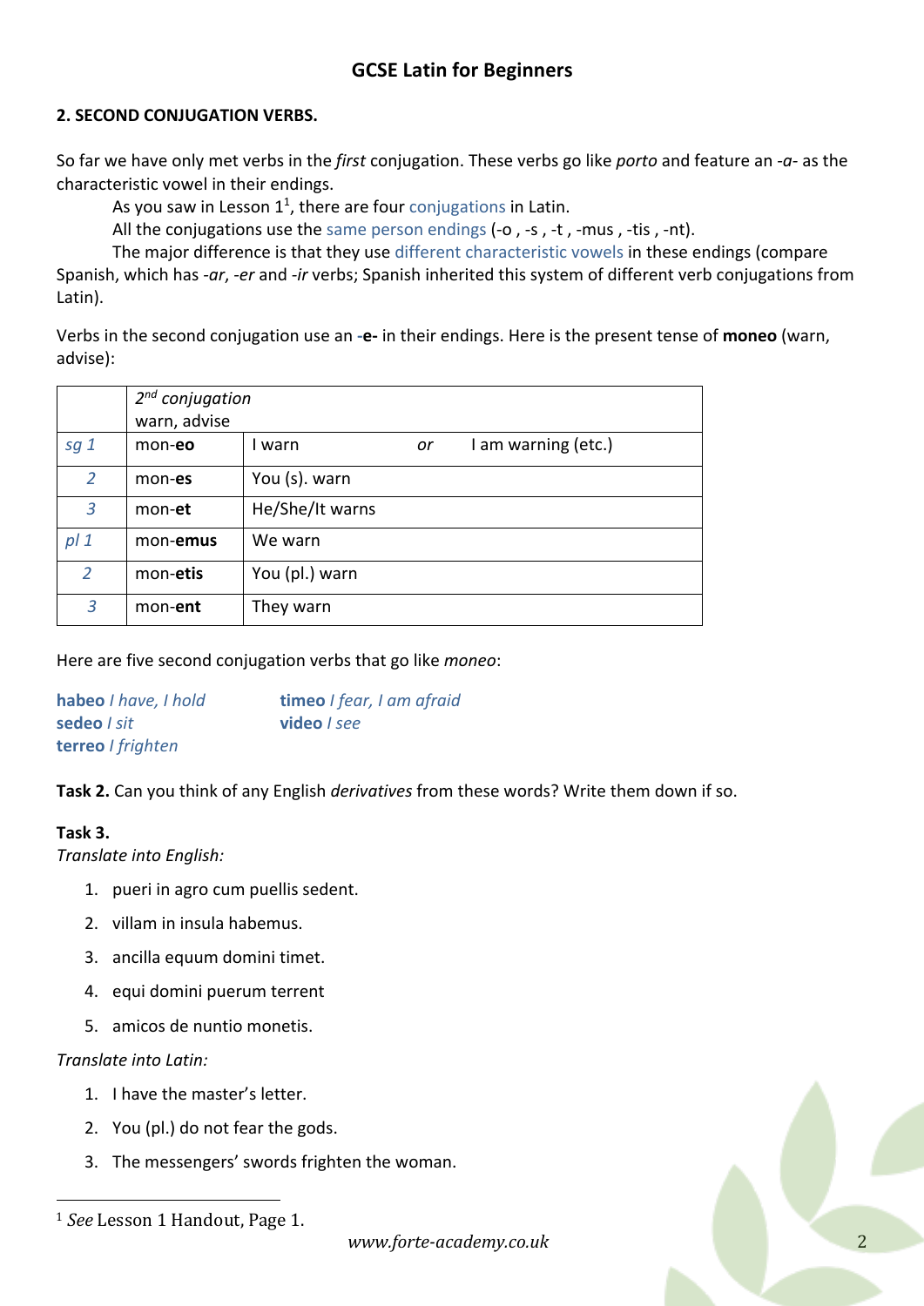# GCSE Latin for Beginners

## 2. SECOND CONJUGATION VERBS.

So far we have only met verbs in the *first* conjugation. These verbs go like *porto* and feature an *-a-* as the characteristic vowel in their endings.

As you saw in Lesson 1[1], there are four conjugations in Latin.

All the conjugations use the same person endings (-o , -s , -t , -mus , -tis , -nt).

The major difference is that they use different characteristic vowels in these endings (compare Spanish, which has *-ar*, *-er* and *-ir* verbs; Spanish inherited this system of different verb conjugations from Latin).

Verbs in the second conjugation use an **-e-** in their endings. Here is the present tense of **moneo** (warn, advise):

| | *2nd conjugation* warn, advise | |
|---|---|---|
| *sg 1* | mon-**eo** | I warn *or* I am warning (etc.) |
| *2* | mon-**es** | You (s). warn |
| *3* | mon-**et** | He/She/It warns |
| *pl 1* | mon-**emus** | We warn |
| *2* | mon-**etis** | You (pl.) warn |
| *3* | mon-**ent** | They warn |

Here are five second conjugation verbs that go like *moneo*:

**habeo** *I have, I hold*
**sedeo** *I sit*
**terreo** *I frighten*
**timeo** *I fear, I am afraid*
**video** *I see*

**Task 2.** Can you think of any English *derivatives* from these words? Write them down if so.

**Task 3.**
*Translate into English:*

1. pueri in agro cum puellis sedent.
2. villam in insula habemus.
3. ancilla equum domini timet.
4. equi domini puerum terrent
5. amicos de nuntio monetis.

*Translate into Latin:*

1. I have the master's letter.
2. You (pl.) do not fear the gods.
3. The messengers' swords frighten the woman.

[1] *See* Lesson 1 Handout, Page 1.

www.forte-academy.co.uk